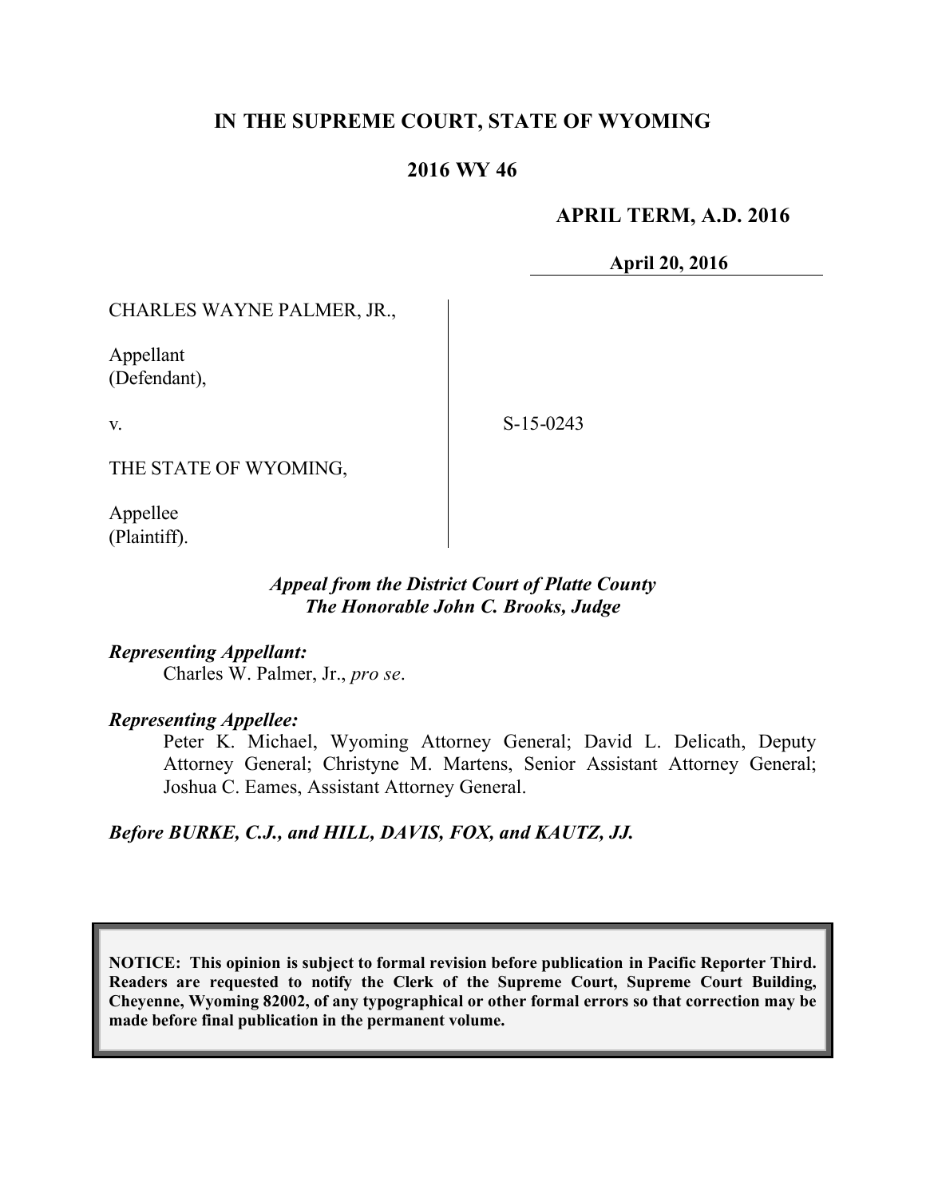# IN THE SUPREME COURT, STATE OF WYOMING

## 2016 WY 46

**APRIL TERM, A.D. 2016**

**April 20, 2016**

CHARLES WAYNE PALMER, JR.,

Appellant
(Defendant),

v.

S-15-0243

THE STATE OF WYOMING,

Appellee
(Plaintiff).

***Appeal from the District Court of Platte County***
***The Honorable John C. Brooks, Judge***

***Representing Appellant:***
Charles W. Palmer, Jr., *pro se*.

***Representing Appellee:***
Peter K. Michael, Wyoming Attorney General; David L. Delicath, Deputy Attorney General; Christyne M. Martens, Senior Assistant Attorney General; Joshua C. Eames, Assistant Attorney General.

***Before BURKE, C.J., and HILL, DAVIS, FOX, and KAUTZ, JJ.***

**NOTICE: This opinion is subject to formal revision before publication in Pacific Reporter Third. Readers are requested to notify the Clerk of the Supreme Court, Supreme Court Building, Cheyenne, Wyoming 82002, of any typographical or other formal errors so that correction may be made before final publication in the permanent volume.**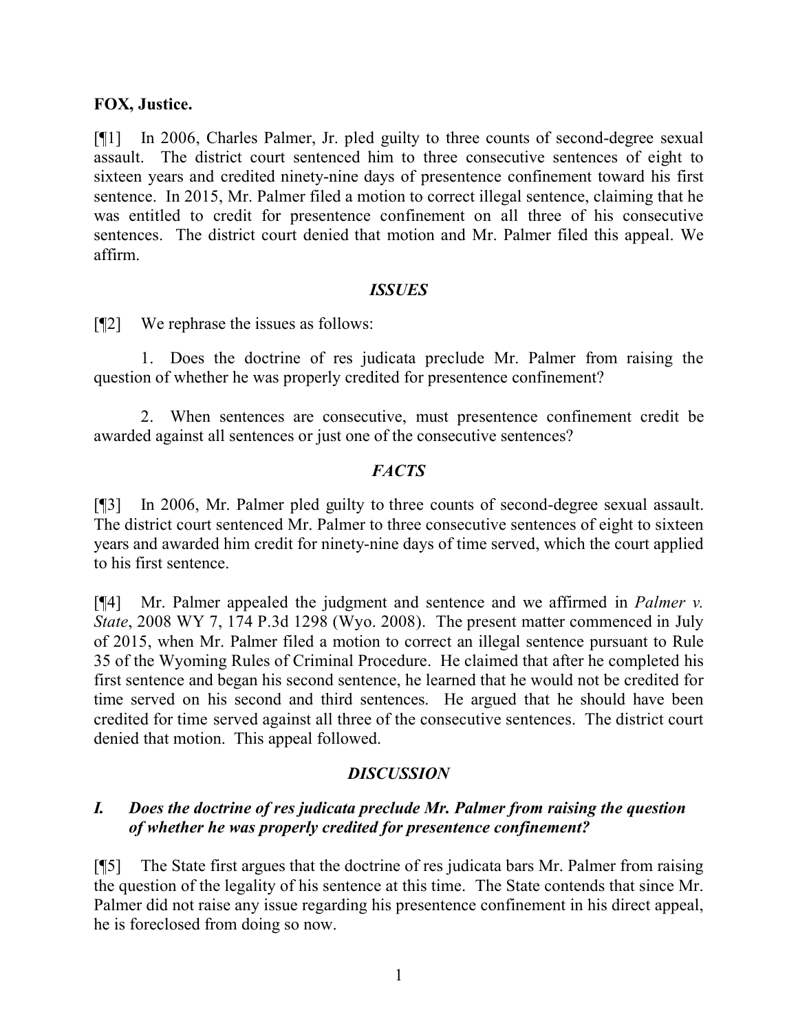**FOX, Justice.**

[¶1] In 2006, Charles Palmer, Jr. pled guilty to three counts of second-degree sexual assault. The district court sentenced him to three consecutive sentences of eight to sixteen years and credited ninety-nine days of presentence confinement toward his first sentence. In 2015, Mr. Palmer filed a motion to correct illegal sentence, claiming that he was entitled to credit for presentence confinement on all three of his consecutive sentences. The district court denied that motion and Mr. Palmer filed this appeal. We affirm.

## *ISSUES*

[¶2] We rephrase the issues as follows:

1. Does the doctrine of res judicata preclude Mr. Palmer from raising the question of whether he was properly credited for presentence confinement?

2. When sentences are consecutive, must presentence confinement credit be awarded against all sentences or just one of the consecutive sentences?

## *FACTS*

[¶3] In 2006, Mr. Palmer pled guilty to three counts of second-degree sexual assault. The district court sentenced Mr. Palmer to three consecutive sentences of eight to sixteen years and awarded him credit for ninety-nine days of time served, which the court applied to his first sentence.

[¶4] Mr. Palmer appealed the judgment and sentence and we affirmed in *Palmer v. State*, 2008 WY 7, 174 P.3d 1298 (Wyo. 2008). The present matter commenced in July of 2015, when Mr. Palmer filed a motion to correct an illegal sentence pursuant to Rule 35 of the Wyoming Rules of Criminal Procedure. He claimed that after he completed his first sentence and began his second sentence, he learned that he would not be credited for time served on his second and third sentences. He argued that he should have been credited for time served against all three of the consecutive sentences. The district court denied that motion. This appeal followed.

## *DISCUSSION*

### ***I. Does the doctrine of res judicata preclude Mr. Palmer from raising the question of whether he was properly credited for presentence confinement?***

[¶5] The State first argues that the doctrine of res judicata bars Mr. Palmer from raising the question of the legality of his sentence at this time. The State contends that since Mr. Palmer did not raise any issue regarding his presentence confinement in his direct appeal, he is foreclosed from doing so now.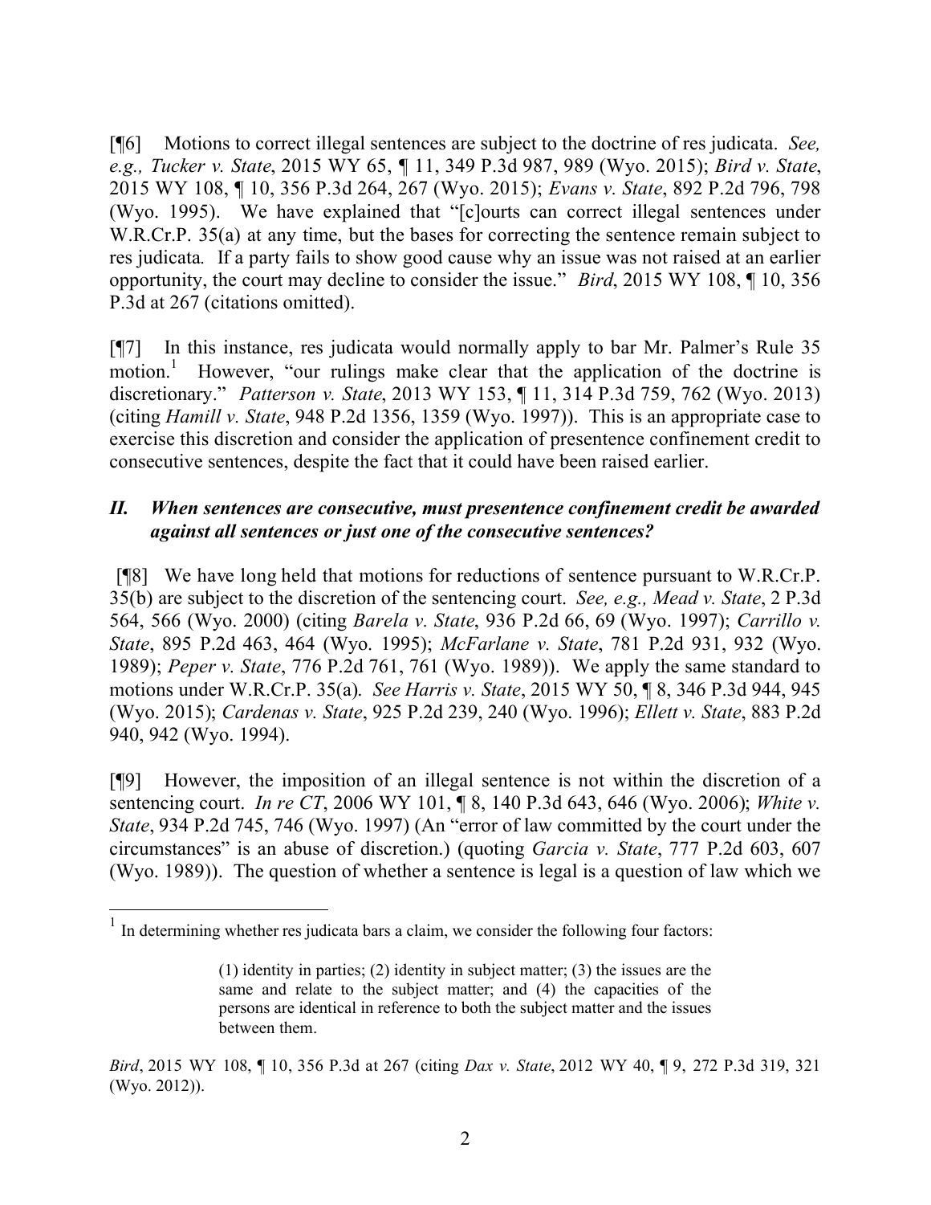[¶6] Motions to correct illegal sentences are subject to the doctrine of res judicata. *See, e.g., Tucker v. State*, 2015 WY 65, ¶ 11, 349 P.3d 987, 989 (Wyo. 2015); *Bird v. State*, 2015 WY 108, ¶ 10, 356 P.3d 264, 267 (Wyo. 2015); *Evans v. State*, 892 P.2d 796, 798 (Wyo. 1995). We have explained that "[c]ourts can correct illegal sentences under W.R.Cr.P. 35(a) at any time, but the bases for correcting the sentence remain subject to res judicata*.* If a party fails to show good cause why an issue was not raised at an earlier opportunity, the court may decline to consider the issue." *Bird*, 2015 WY 108, ¶ 10, 356 P.3d at 267 (citations omitted).

[¶7] In this instance, res judicata would normally apply to bar Mr. Palmer's Rule 35 motion.[1] However, "our rulings make clear that the application of the doctrine is discretionary." *Patterson v. State*, 2013 WY 153, ¶ 11, 314 P.3d 759, 762 (Wyo. 2013) (citing *Hamill v. State*, 948 P.2d 1356, 1359 (Wyo. 1997)). This is an appropriate case to exercise this discretion and consider the application of presentence confinement credit to consecutive sentences, despite the fact that it could have been raised earlier.

## *II. When sentences are consecutive, must presentence confinement credit be awarded against all sentences or just one of the consecutive sentences?*

[¶8] We have long held that motions for reductions of sentence pursuant to W.R.Cr.P. 35(b) are subject to the discretion of the sentencing court. *See, e.g., Mead v. State*, 2 P.3d 564, 566 (Wyo. 2000) (citing *Barela v. State*, 936 P.2d 66, 69 (Wyo. 1997); *Carrillo v. State*, 895 P.2d 463, 464 (Wyo. 1995); *McFarlane v. State*, 781 P.2d 931, 932 (Wyo. 1989); *Peper v. State*, 776 P.2d 761, 761 (Wyo. 1989)). We apply the same standard to motions under W.R.Cr.P. 35(a)*. See Harris v. State*, 2015 WY 50, ¶ 8, 346 P.3d 944, 945 (Wyo. 2015); *Cardenas v. State*, 925 P.2d 239, 240 (Wyo. 1996); *Ellett v. State*, 883 P.2d 940, 942 (Wyo. 1994).

[¶9] However, the imposition of an illegal sentence is not within the discretion of a sentencing court. *In re CT*, 2006 WY 101, ¶ 8, 140 P.3d 643, 646 (Wyo. 2006); *White v. State*, 934 P.2d 745, 746 (Wyo. 1997) (An "error of law committed by the court under the circumstances" is an abuse of discretion.) (quoting *Garcia v. State*, 777 P.2d 603, 607 (Wyo. 1989)). The question of whether a sentence is legal is a question of law which we

---

[1] In determining whether res judicata bars a claim, we consider the following four factors:

> (1) identity in parties; (2) identity in subject matter; (3) the issues are the same and relate to the subject matter; and (4) the capacities of the persons are identical in reference to both the subject matter and the issues between them.

*Bird*, 2015 WY 108, ¶ 10, 356 P.3d at 267 (citing *Dax v. State*, 2012 WY 40, ¶ 9, 272 P.3d 319, 321 (Wyo. 2012)).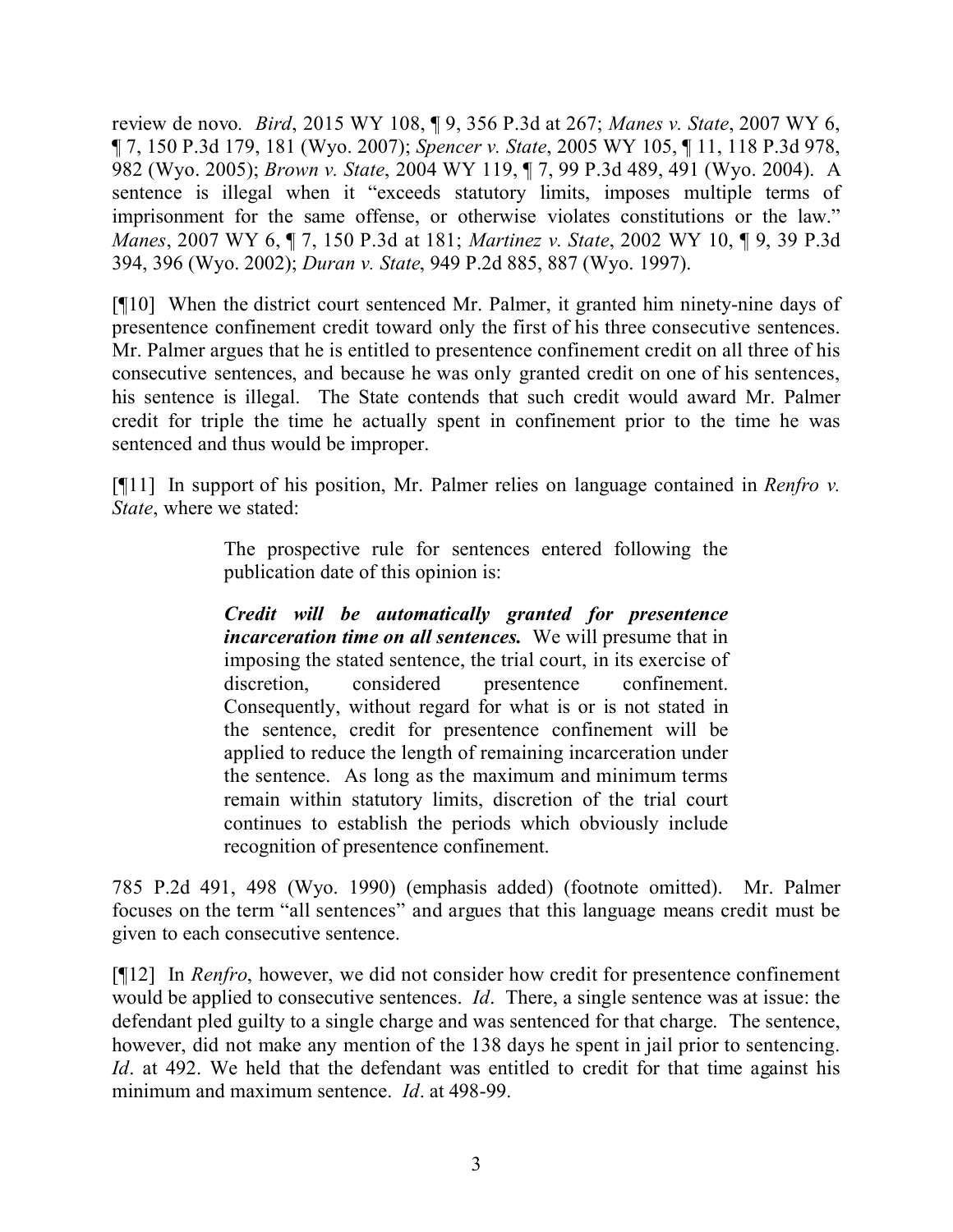review de novo. *Bird*, 2015 WY 108, ¶ 9, 356 P.3d at 267; *Manes v. State*, 2007 WY 6, ¶ 7, 150 P.3d 179, 181 (Wyo. 2007); *Spencer v. State*, 2005 WY 105, ¶ 11, 118 P.3d 978, 982 (Wyo. 2005); *Brown v. State*, 2004 WY 119, ¶ 7, 99 P.3d 489, 491 (Wyo. 2004). A sentence is illegal when it "exceeds statutory limits, imposes multiple terms of imprisonment for the same offense, or otherwise violates constitutions or the law." *Manes*, 2007 WY 6, ¶ 7, 150 P.3d at 181; *Martinez v. State*, 2002 WY 10, ¶ 9, 39 P.3d 394, 396 (Wyo. 2002); *Duran v. State*, 949 P.2d 885, 887 (Wyo. 1997).

[¶10] When the district court sentenced Mr. Palmer, it granted him ninety-nine days of presentence confinement credit toward only the first of his three consecutive sentences. Mr. Palmer argues that he is entitled to presentence confinement credit on all three of his consecutive sentences, and because he was only granted credit on one of his sentences, his sentence is illegal. The State contends that such credit would award Mr. Palmer credit for triple the time he actually spent in confinement prior to the time he was sentenced and thus would be improper.

[¶11] In support of his position, Mr. Palmer relies on language contained in *Renfro v. State*, where we stated:

> The prospective rule for sentences entered following the publication date of this opinion is:
>
> ***Credit will be automatically granted for presentence incarceration time on all sentences.*** We will presume that in imposing the stated sentence, the trial court, in its exercise of discretion, considered presentence confinement. Consequently, without regard for what is or is not stated in the sentence, credit for presentence confinement will be applied to reduce the length of remaining incarceration under the sentence. As long as the maximum and minimum terms remain within statutory limits, discretion of the trial court continues to establish the periods which obviously include recognition of presentence confinement.

785 P.2d 491, 498 (Wyo. 1990) (emphasis added) (footnote omitted). Mr. Palmer focuses on the term "all sentences" and argues that this language means credit must be given to each consecutive sentence.

[¶12] In *Renfro*, however, we did not consider how credit for presentence confinement would be applied to consecutive sentences. *Id*. There, a single sentence was at issue: the defendant pled guilty to a single charge and was sentenced for that charge. The sentence, however, did not make any mention of the 138 days he spent in jail prior to sentencing. *Id*. at 492. We held that the defendant was entitled to credit for that time against his minimum and maximum sentence. *Id*. at 498-99.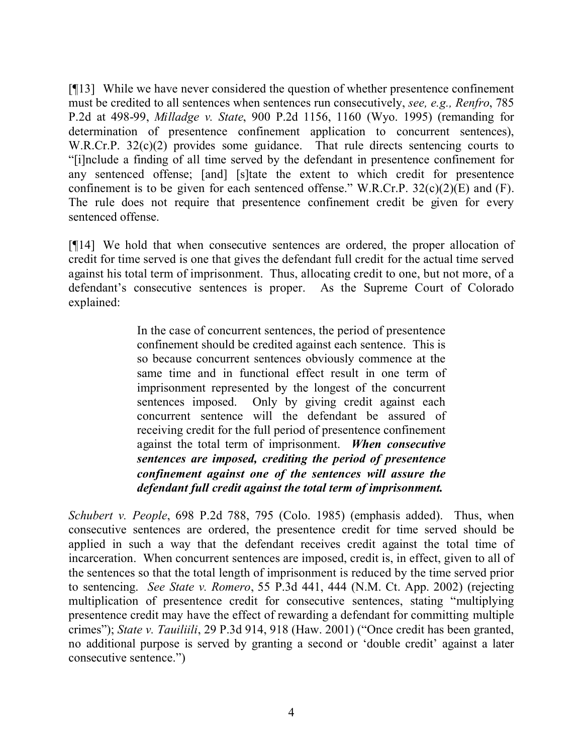[¶13] While we have never considered the question of whether presentence confinement must be credited to all sentences when sentences run consecutively, *see, e.g., Renfro*, 785 P.2d at 498-99, *Milladge v. State*, 900 P.2d 1156, 1160 (Wyo. 1995) (remanding for determination of presentence confinement application to concurrent sentences), W.R.Cr.P. 32(c)(2) provides some guidance. That rule directs sentencing courts to "[i]nclude a finding of all time served by the defendant in presentence confinement for any sentenced offense; [and] [s]tate the extent to which credit for presentence confinement is to be given for each sentenced offense." W.R.Cr.P. 32(c)(2)(E) and (F). The rule does not require that presentence confinement credit be given for every sentenced offense.

[¶14] We hold that when consecutive sentences are ordered, the proper allocation of credit for time served is one that gives the defendant full credit for the actual time served against his total term of imprisonment. Thus, allocating credit to one, but not more, of a defendant's consecutive sentences is proper. As the Supreme Court of Colorado explained:

> In the case of concurrent sentences, the period of presentence confinement should be credited against each sentence. This is so because concurrent sentences obviously commence at the same time and in functional effect result in one term of imprisonment represented by the longest of the concurrent sentences imposed. Only by giving credit against each concurrent sentence will the defendant be assured of receiving credit for the full period of presentence confinement against the total term of imprisonment. ***When consecutive sentences are imposed, crediting the period of presentence confinement against one of the sentences will assure the defendant full credit against the total term of imprisonment.***

*Schubert v. People*, 698 P.2d 788, 795 (Colo. 1985) (emphasis added). Thus, when consecutive sentences are ordered, the presentence credit for time served should be applied in such a way that the defendant receives credit against the total time of incarceration. When concurrent sentences are imposed, credit is, in effect, given to all of the sentences so that the total length of imprisonment is reduced by the time served prior to sentencing. *See State v. Romero*, 55 P.3d 441, 444 (N.M. Ct. App. 2002) (rejecting multiplication of presentence credit for consecutive sentences, stating "multiplying presentence credit may have the effect of rewarding a defendant for committing multiple crimes"); *State v. Tauiliili*, 29 P.3d 914, 918 (Haw. 2001) ("Once credit has been granted, no additional purpose is served by granting a second or 'double credit' against a later consecutive sentence.")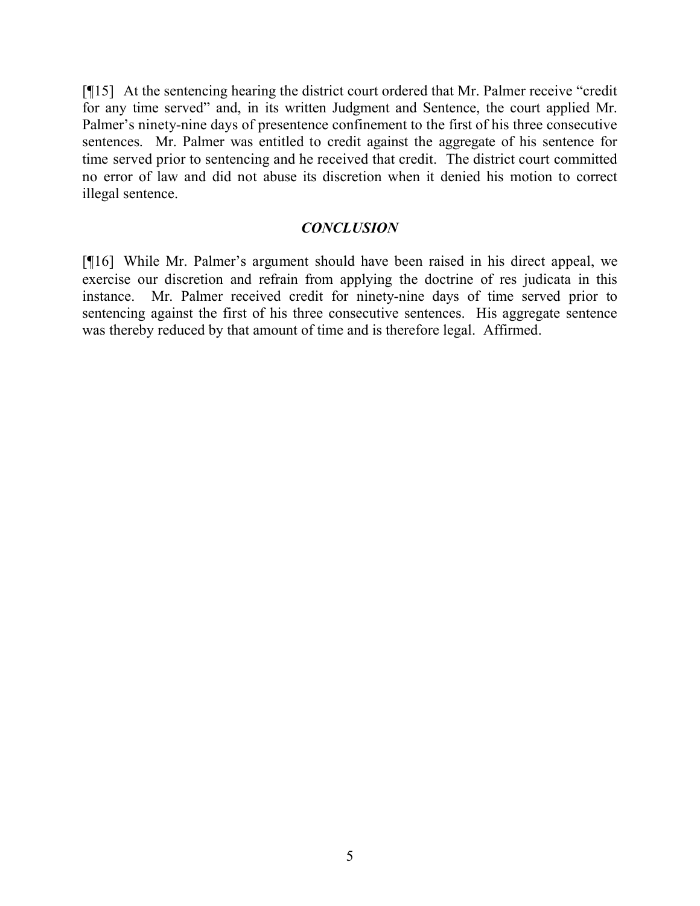[¶15] At the sentencing hearing the district court ordered that Mr. Palmer receive "credit for any time served" and, in its written Judgment and Sentence, the court applied Mr. Palmer's ninety-nine days of presentence confinement to the first of his three consecutive sentences. Mr. Palmer was entitled to credit against the aggregate of his sentence for time served prior to sentencing and he received that credit. The district court committed no error of law and did not abuse its discretion when it denied his motion to correct illegal sentence.

### *CONCLUSION*

[¶16] While Mr. Palmer's argument should have been raised in his direct appeal, we exercise our discretion and refrain from applying the doctrine of res judicata in this instance. Mr. Palmer received credit for ninety-nine days of time served prior to sentencing against the first of his three consecutive sentences. His aggregate sentence was thereby reduced by that amount of time and is therefore legal. Affirmed.